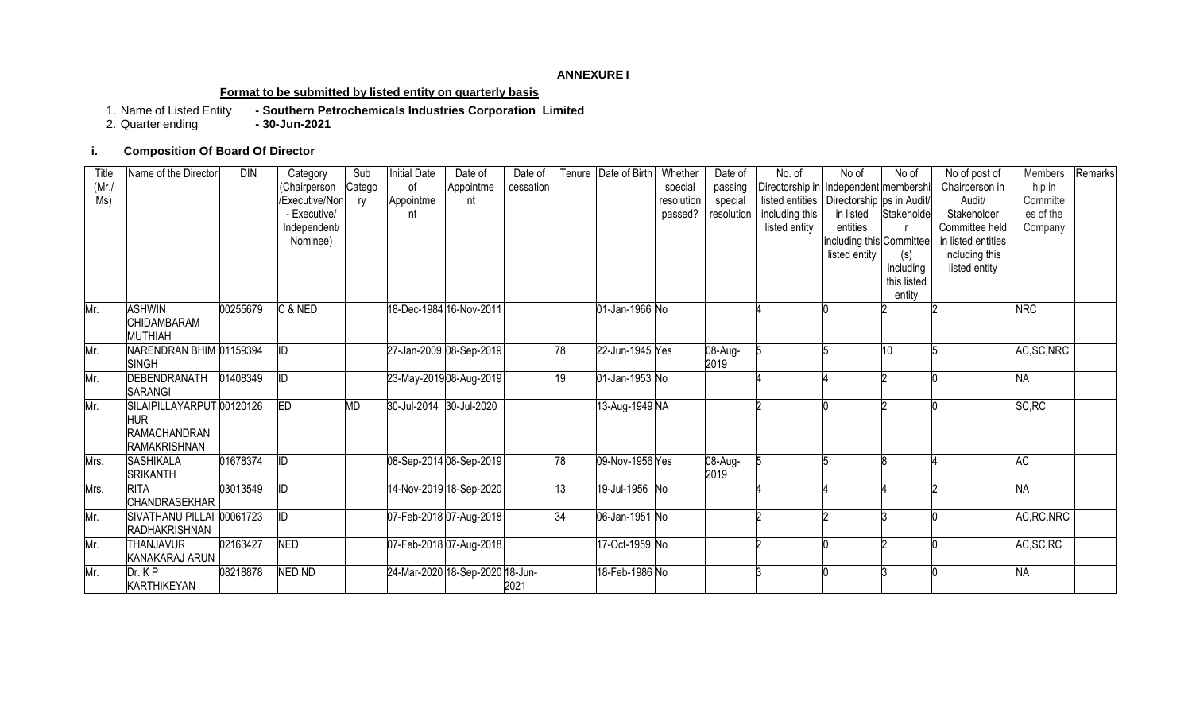**ANNEXURE I**

**Format to be submitted by listed entity on quarterly basis**

1. Name of Listed Entity **- Southern Petrochemicals Industries Corporation Limited**
2. Quarter ending **- 30-Jun-2021**

### i. Composition Of Board Of Director

| Title (Mr./ Ms) | Name of the Director | DIN | Category (Chairperson /Executive/Non - Executive/ Independent/ Nominee) | Sub Category | Initial Date of Appointment | Date of Appointment | Date of cessation | Tenure | Date of Birth | Whether special resolution passed? | Date of passing special resolution | No. of Directorship in listed entities including this listed entity | No of Independent Directorship in listed entities including this listed entity | No of memberships in Audit/ Stakeholder Committee(s) including this listed entity | No of post of Chairperson in Audit/ Stakeholder Committee held in listed entities including this listed entity | Memberships in Committees of the Company | Remarks |
|---|---|---|---|---|---|---|---|---|---|---|---|---|---|---|---|---|---|
| Mr. | ASHWIN CHIDAMBARAM MUTHIAH | 00255679 | C & NED | | 18-Dec-1984 | 16-Nov-2011 | | | 01-Jan-1966 | No | | 4 | 0 | 2 | 2 | NRC | |
| Mr. | NARENDRAN BHIM SINGH | 01159394 | ID | | 27-Jan-2009 | 08-Sep-2019 | | 78 | 22-Jun-1945 | Yes | 08-Aug-2019 | 5 | 5 | 10 | 5 | AC,SC,NRC | |
| Mr. | DEBENDRANATH SARANGI | 01408349 | ID | | 23-May-2019 | 08-Aug-2019 | | 19 | 01-Jan-1953 | No | | 4 | 4 | 2 | 0 | NA | |
| Mr. | SILAIPILLAYARPUTHUR RAMACHANDRAN RAMAKRISHNAN | 00120126 | ED | MD | 30-Jul-2014 | 30-Jul-2020 | | | 13-Aug-1949 | NA | | 2 | 0 | 2 | 0 | SC,RC | |
| Mrs. | SASHIKALA SRIKANTH | 01678374 | ID | | 08-Sep-2014 | 08-Sep-2019 | | 78 | 09-Nov-1956 | Yes | 08-Aug-2019 | 5 | 5 | 8 | 4 | AC | |
| Mrs. | RITA CHANDRASEKHAR | 03013549 | ID | | 14-Nov-2019 | 18-Sep-2020 | | 13 | 19-Jul-1956 | No | | 4 | 4 | 4 | 2 | NA | |
| Mr. | SIVATHANU PILLAI RADHAKRISHNAN | 00061723 | ID | | 07-Feb-2018 | 07-Aug-2018 | | 34 | 06-Jan-1951 | No | | 2 | 2 | 3 | 0 | AC,RC,NRC | |
| Mr. | THANJAVUR KANAKARAJ ARUN | 02163427 | NED | | 07-Feb-2018 | 07-Aug-2018 | | | 17-Oct-1959 | No | | 2 | 0 | 2 | 0 | AC,SC,RC | |
| Mr. | Dr. K P KARTHIKEYAN | 08218878 | NED,ND | | 24-Mar-2020 | 18-Sep-2020 | 18-Jun-2021 | | 18-Feb-1986 | No | | 3 | 0 | 3 | 0 | NA | |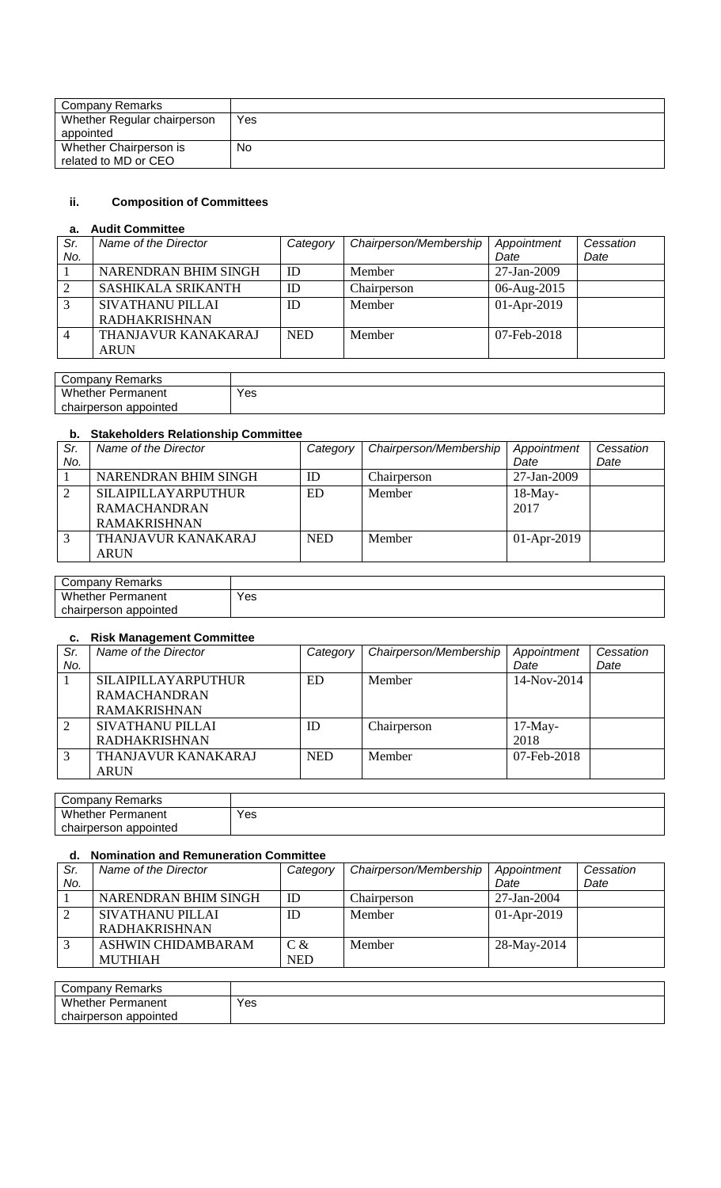| Company Remarks | |
| --- | --- |
| Whether Regular chairperson appointed | Yes |
| Whether Chairperson is related to MD or CEO | No |

### ii. Composition of Committees

#### a. Audit Committee

| Sr. No. | Name of the Director | Category | Chairperson/Membership | Appointment Date | Cessation Date |
| --- | --- | --- | --- | --- | --- |
| 1 | NARENDRAN BHIM SINGH | ID | Member | 27-Jan-2009 | |
| 2 | SASHIKALA SRIKANTH | ID | Chairperson | 06-Aug-2015 | |
| 3 | SIVATHANU PILLAI RADHAKRISHNAN | ID | Member | 01-Apr-2019 | |
| 4 | THANJAVUR KANAKARAJ ARUN | NED | Member | 07-Feb-2018 | |

| Company Remarks | |
| --- | --- |
| Whether Permanent chairperson appointed | Yes |

#### b. Stakeholders Relationship Committee

| Sr. No. | Name of the Director | Category | Chairperson/Membership | Appointment Date | Cessation Date |
| --- | --- | --- | --- | --- | --- |
| 1 | NARENDRAN BHIM SINGH | ID | Chairperson | 27-Jan-2009 | |
| 2 | SILAIPILLAYARPUTHUR RAMACHANDRAN RAMAKRISHNAN | ED | Member | 18-May-2017 | |
| 3 | THANJAVUR KANAKARAJ ARUN | NED | Member | 01-Apr-2019 | |

| Company Remarks | |
| --- | --- |
| Whether Permanent chairperson appointed | Yes |

#### c. Risk Management Committee

| Sr. No. | Name of the Director | Category | Chairperson/Membership | Appointment Date | Cessation Date |
| --- | --- | --- | --- | --- | --- |
| 1 | SILAIPILLAYARPUTHUR RAMACHANDRAN RAMAKRISHNAN | ED | Member | 14-Nov-2014 | |
| 2 | SIVATHANU PILLAI RADHAKRISHNAN | ID | Chairperson | 17-May-2018 | |
| 3 | THANJAVUR KANAKARAJ ARUN | NED | Member | 07-Feb-2018 | |

| Company Remarks | |
| --- | --- |
| Whether Permanent chairperson appointed | Yes |

#### d. Nomination and Remuneration Committee

| Sr. No. | Name of the Director | Category | Chairperson/Membership | Appointment Date | Cessation Date |
| --- | --- | --- | --- | --- | --- |
| 1 | NARENDRAN BHIM SINGH | ID | Chairperson | 27-Jan-2004 | |
| 2 | SIVATHANU PILLAI RADHAKRISHNAN | ID | Member | 01-Apr-2019 | |
| 3 | ASHWIN CHIDAMBARAM MUTHIAH | C & NED | Member | 28-May-2014 | |

| Company Remarks | |
| --- | --- |
| Whether Permanent chairperson appointed | Yes |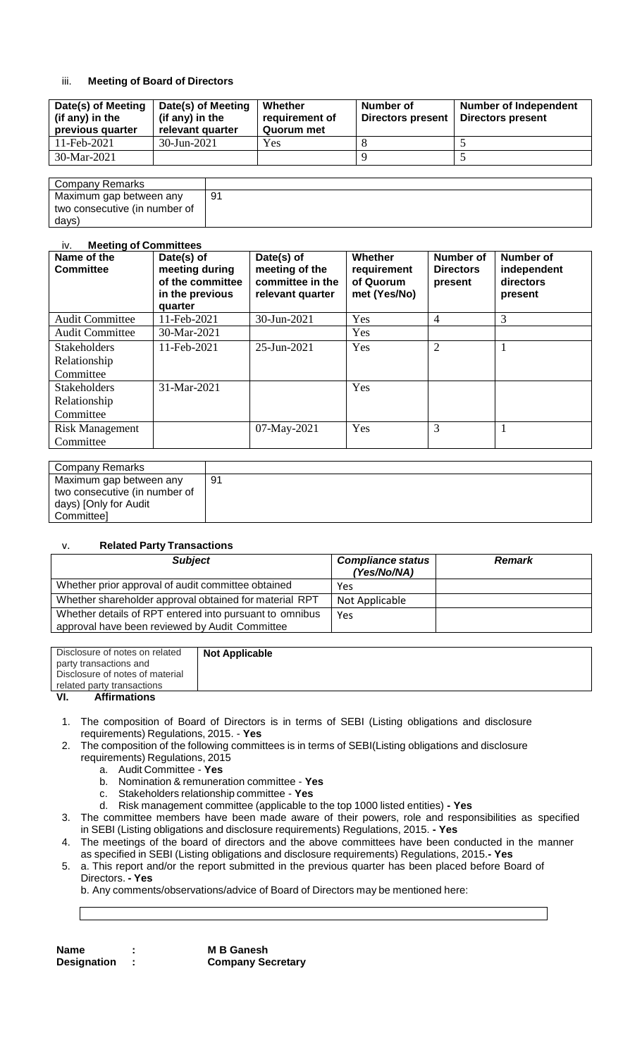### iii. Meeting of Board of Directors

| Date(s) of Meeting (if any) in the previous quarter | Date(s) of Meeting (if any) in the relevant quarter | Whether requirement of Quorum met | Number of Directors present | Number of Independent Directors present |
|---|---|---|---|---|
| 11-Feb-2021 | 30-Jun-2021 | Yes | 8 | 5 |
| 30-Mar-2021 | | | 9 | 5 |

| Company Remarks | |
|---|---|
| Maximum gap between any two consecutive (in number of days) | 91 |

### iv. Meeting of Committees

| Name of the Committee | Date(s) of meeting during of the committee in the previous quarter | Date(s) of meeting of the committee in the relevant quarter | Whether requirement of Quorum met (Yes/No) | Number of Directors present | Number of independent directors present |
|---|---|---|---|---|---|
| Audit Committee | 11-Feb-2021 | 30-Jun-2021 | Yes | 4 | 3 |
| Audit Committee | 30-Mar-2021 | | Yes | | |
| Stakeholders Relationship Committee | 11-Feb-2021 | 25-Jun-2021 | Yes | 2 | 1 |
| Stakeholders Relationship Committee | 31-Mar-2021 | | Yes | | |
| Risk Management Committee | | 07-May-2021 | Yes | 3 | 1 |

| Company Remarks | |
|---|---|
| Maximum gap between any two consecutive (in number of days) [Only for Audit Committee] | 91 |

### v. Related Party Transactions

| *Subject* | *Compliance status (Yes/No/NA)* | *Remark* |
|---|---|---|
| Whether prior approval of audit committee obtained | Yes | |
| Whether shareholder approval obtained for material RPT | Not Applicable | |
| Whether details of RPT entered into pursuant to omnibus approval have been reviewed by Audit Committee | Yes | |

| Disclosure of notes on related party transactions and Disclosure of notes of material related party transactions | **Not Applicable** |
|---|---|

### VI. Affirmations

1. The composition of Board of Directors is in terms of SEBI (Listing obligations and disclosure requirements) Regulations, 2015. - **Yes**
2. The composition of the following committees is in terms of SEBI(Listing obligations and disclosure requirements) Regulations, 2015
   a. Audit Committee - **Yes**
   b. Nomination & remuneration committee - **Yes**
   c. Stakeholders relationship committee - **Yes**
   d. Risk management committee (applicable to the top 1000 listed entities) **- Yes**
3. The committee members have been made aware of their powers, role and responsibilities as specified in SEBI (Listing obligations and disclosure requirements) Regulations, 2015. **- Yes**
4. The meetings of the board of directors and the above committees have been conducted in the manner as specified in SEBI (Listing obligations and disclosure requirements) Regulations, 2015.**- Yes**
5. a. This report and/or the report submitted in the previous quarter has been placed before Board of Directors. **- Yes**

   b. Any comments/observations/advice of Board of Directors may be mentioned here:

**Name** : **M B Ganesh**
**Designation** : **Company Secretary**